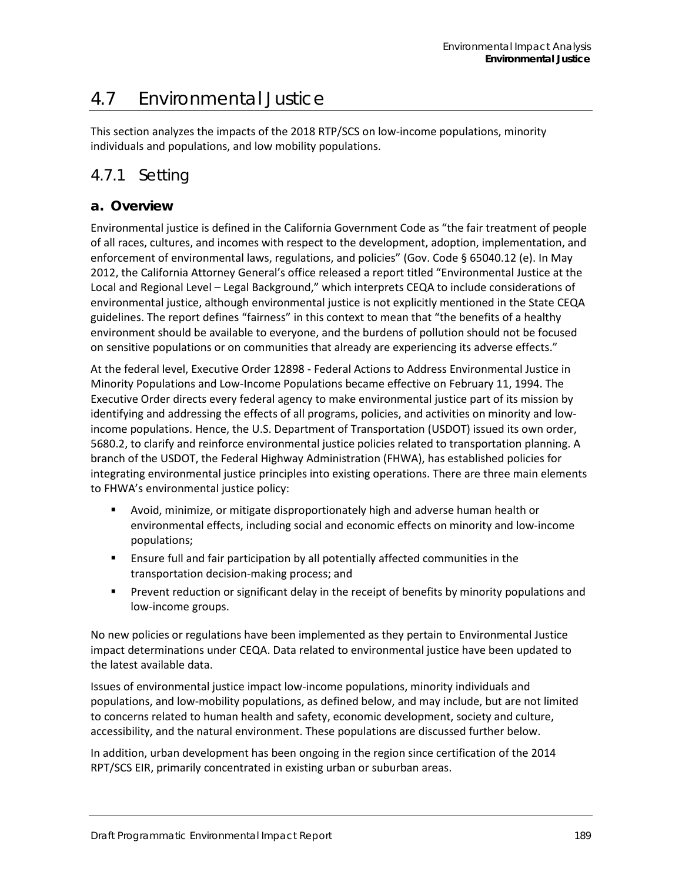# 4.7 Environmental Justice

This section analyzes the impacts of the 2018 RTP/SCS on low-income populations, minority individuals and populations, and low mobility populations.

## 4.7.1 Setting

### a. Overview

Environmental justice is defined in the California Government Code as "the fair treatment of people of all races, cultures, and incomes with respect to the development, adoption, implementation, and enforcement of environmental laws, regulations, and policies" (Gov. Code § 65040.12 (e). In May 2012, the California Attorney General's office released a report titled "Environmental Justice at the Local and Regional Level – Legal Background," which interprets CEQA to include considerations of environmental justice, although environmental justice is not explicitly mentioned in the State CEQA guidelines. The report defines "fairness" in this context to mean that "the benefits of a healthy environment should be available to everyone, and the burdens of pollution should not be focused on sensitive populations or on communities that already are experiencing its adverse effects."

At the federal level, Executive Order 12898 - Federal Actions to Address Environmental Justice in Minority Populations and Low-Income Populations became effective on February 11, 1994. The Executive Order directs every federal agency to make environmental justice part of its mission by identifying and addressing the effects of all programs, policies, and activities on minority and low-income populations. Hence, the U.S. Department of Transportation (USDOT) issued its own order, 5680.2, to clarify and reinforce environmental justice policies related to transportation planning. A branch of the USDOT, the Federal Highway Administration (FHWA), has established policies for integrating environmental justice principles into existing operations. There are three main elements to FHWA's environmental justice policy:

- Avoid, minimize, or mitigate disproportionately high and adverse human health or environmental effects, including social and economic effects on minority and low-income populations;
- Ensure full and fair participation by all potentially affected communities in the transportation decision-making process; and
- Prevent reduction or significant delay in the receipt of benefits by minority populations and low-income groups.

No new policies or regulations have been implemented as they pertain to Environmental Justice impact determinations under CEQA. Data related to environmental justice have been updated to the latest available data.

Issues of environmental justice impact low-income populations, minority individuals and populations, and low-mobility populations, as defined below, and may include, but are not limited to concerns related to human health and safety, economic development, society and culture, accessibility, and the natural environment. These populations are discussed further below.

In addition, urban development has been ongoing in the region since certification of the 2014 RPT/SCS EIR, primarily concentrated in existing urban or suburban areas.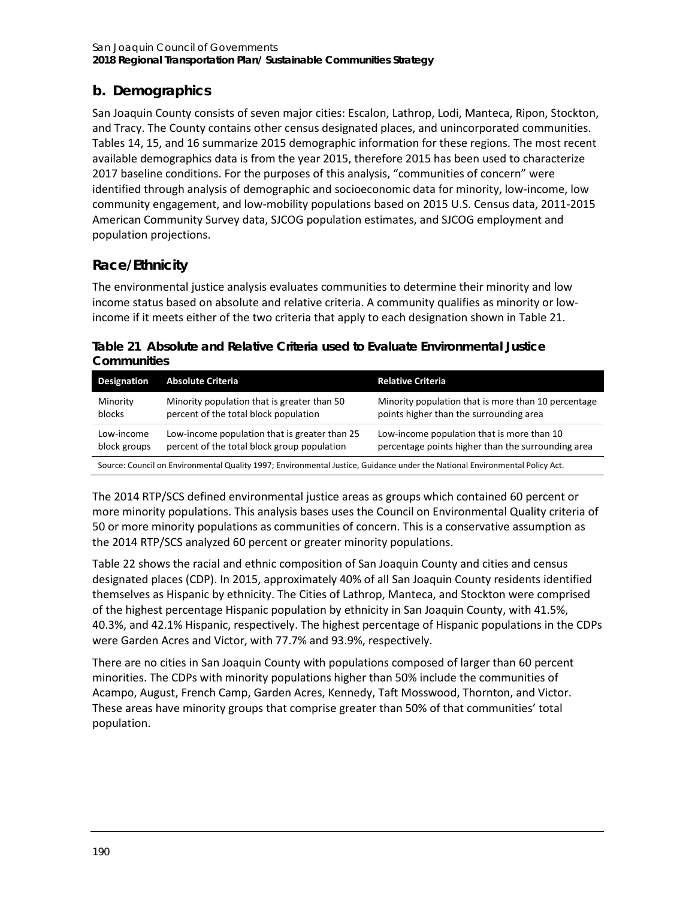## b. Demographics

San Joaquin County consists of seven major cities: Escalon, Lathrop, Lodi, Manteca, Ripon, Stockton, and Tracy. The County contains other census designated places, and unincorporated communities. Tables 14, 15, and 16 summarize 2015 demographic information for these regions. The most recent available demographics data is from the year 2015, therefore 2015 has been used to characterize 2017 baseline conditions. For the purposes of this analysis, "communities of concern" were identified through analysis of demographic and socioeconomic data for minority, low-income, low community engagement, and low-mobility populations based on 2015 U.S. Census data, 2011-2015 American Community Survey data, SJCOG population estimates, and SJCOG employment and population projections.

### Race/Ethnicity

The environmental justice analysis evaluates communities to determine their minority and low income status based on absolute and relative criteria. A community qualifies as minority or low-income if it meets either of the two criteria that apply to each designation shown in Table 21.

**Table 21 Absolute and Relative Criteria used to Evaluate Environmental Justice Communities**

| Designation | Absolute Criteria | Relative Criteria |
|---|---|---|
| Minority blocks | Minority population that is greater than 50 percent of the total block population | Minority population that is more than 10 percentage points higher than the surrounding area |
| Low-income block groups | Low-income population that is greater than 25 percent of the total block group population | Low-income population that is more than 10 percentage points higher than the surrounding area |

Source: Council on Environmental Quality 1997; Environmental Justice, Guidance under the National Environmental Policy Act.

The 2014 RTP/SCS defined environmental justice areas as groups which contained 60 percent or more minority populations. This analysis bases uses the Council on Environmental Quality criteria of 50 or more minority populations as communities of concern. This is a conservative assumption as the 2014 RTP/SCS analyzed 60 percent or greater minority populations.

Table 22 shows the racial and ethnic composition of San Joaquin County and cities and census designated places (CDP). In 2015, approximately 40% of all San Joaquin County residents identified themselves as Hispanic by ethnicity. The Cities of Lathrop, Manteca, and Stockton were comprised of the highest percentage Hispanic population by ethnicity in San Joaquin County, with 41.5%, 40.3%, and 42.1% Hispanic, respectively. The highest percentage of Hispanic populations in the CDPs were Garden Acres and Victor, with 77.7% and 93.9%, respectively.

There are no cities in San Joaquin County with populations composed of larger than 60 percent minorities. The CDPs with minority populations higher than 50% include the communities of Acampo, August, French Camp, Garden Acres, Kennedy, Taft Mosswood, Thornton, and Victor. These areas have minority groups that comprise greater than 50% of that communities' total population.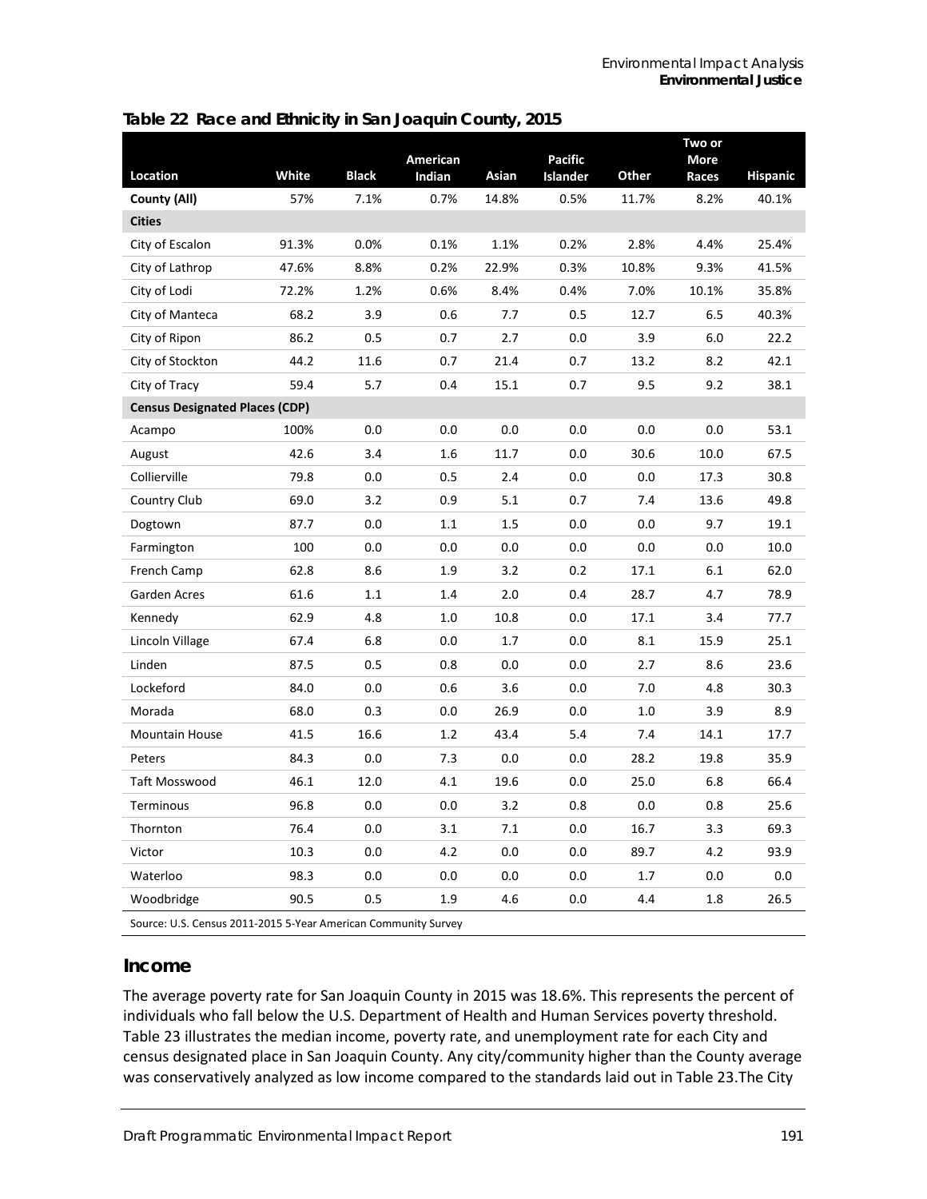**Table 22 Race and Ethnicity in San Joaquin County, 2015**

| Location | White | Black | American Indian | Asian | Pacific Islander | Other | Two or More Races | Hispanic |
|---|---|---|---|---|---|---|---|---|
| County (All) | 57% | 7.1% | 0.7% | 14.8% | 0.5% | 11.7% | 8.2% | 40.1% |
| **Cities** | | | | | | | | |
| City of Escalon | 91.3% | 0.0% | 0.1% | 1.1% | 0.2% | 2.8% | 4.4% | 25.4% |
| City of Lathrop | 47.6% | 8.8% | 0.2% | 22.9% | 0.3% | 10.8% | 9.3% | 41.5% |
| City of Lodi | 72.2% | 1.2% | 0.6% | 8.4% | 0.4% | 7.0% | 10.1% | 35.8% |
| City of Manteca | 68.2 | 3.9 | 0.6 | 7.7 | 0.5 | 12.7 | 6.5 | 40.3% |
| City of Ripon | 86.2 | 0.5 | 0.7 | 2.7 | 0.0 | 3.9 | 6.0 | 22.2 |
| City of Stockton | 44.2 | 11.6 | 0.7 | 21.4 | 0.7 | 13.2 | 8.2 | 42.1 |
| City of Tracy | 59.4 | 5.7 | 0.4 | 15.1 | 0.7 | 9.5 | 9.2 | 38.1 |
| **Census Designated Places (CDP)** | | | | | | | | |
| Acampo | 100% | 0.0 | 0.0 | 0.0 | 0.0 | 0.0 | 0.0 | 53.1 |
| August | 42.6 | 3.4 | 1.6 | 11.7 | 0.0 | 30.6 | 10.0 | 67.5 |
| Collierville | 79.8 | 0.0 | 0.5 | 2.4 | 0.0 | 0.0 | 17.3 | 30.8 |
| Country Club | 69.0 | 3.2 | 0.9 | 5.1 | 0.7 | 7.4 | 13.6 | 49.8 |
| Dogtown | 87.7 | 0.0 | 1.1 | 1.5 | 0.0 | 0.0 | 9.7 | 19.1 |
| Farmington | 100 | 0.0 | 0.0 | 0.0 | 0.0 | 0.0 | 0.0 | 10.0 |
| French Camp | 62.8 | 8.6 | 1.9 | 3.2 | 0.2 | 17.1 | 6.1 | 62.0 |
| Garden Acres | 61.6 | 1.1 | 1.4 | 2.0 | 0.4 | 28.7 | 4.7 | 78.9 |
| Kennedy | 62.9 | 4.8 | 1.0 | 10.8 | 0.0 | 17.1 | 3.4 | 77.7 |
| Lincoln Village | 67.4 | 6.8 | 0.0 | 1.7 | 0.0 | 8.1 | 15.9 | 25.1 |
| Linden | 87.5 | 0.5 | 0.8 | 0.0 | 0.0 | 2.7 | 8.6 | 23.6 |
| Lockeford | 84.0 | 0.0 | 0.6 | 3.6 | 0.0 | 7.0 | 4.8 | 30.3 |
| Morada | 68.0 | 0.3 | 0.0 | 26.9 | 0.0 | 1.0 | 3.9 | 8.9 |
| Mountain House | 41.5 | 16.6 | 1.2 | 43.4 | 5.4 | 7.4 | 14.1 | 17.7 |
| Peters | 84.3 | 0.0 | 7.3 | 0.0 | 0.0 | 28.2 | 19.8 | 35.9 |
| Taft Mosswood | 46.1 | 12.0 | 4.1 | 19.6 | 0.0 | 25.0 | 6.8 | 66.4 |
| Terminous | 96.8 | 0.0 | 0.0 | 3.2 | 0.8 | 0.0 | 0.8 | 25.6 |
| Thornton | 76.4 | 0.0 | 3.1 | 7.1 | 0.0 | 16.7 | 3.3 | 69.3 |
| Victor | 10.3 | 0.0 | 4.2 | 0.0 | 0.0 | 89.7 | 4.2 | 93.9 |
| Waterloo | 98.3 | 0.0 | 0.0 | 0.0 | 0.0 | 1.7 | 0.0 | 0.0 |
| Woodbridge | 90.5 | 0.5 | 1.9 | 4.6 | 0.0 | 4.4 | 1.8 | 26.5 |

Source: U.S. Census 2011-2015 5-Year American Community Survey

## Income

The average poverty rate for San Joaquin County in 2015 was 18.6%. This represents the percent of individuals who fall below the U.S. Department of Health and Human Services poverty threshold. Table 23 illustrates the median income, poverty rate, and unemployment rate for each City and census designated place in San Joaquin County. Any city/community higher than the County average was conservatively analyzed as low income compared to the standards laid out in Table 23.The City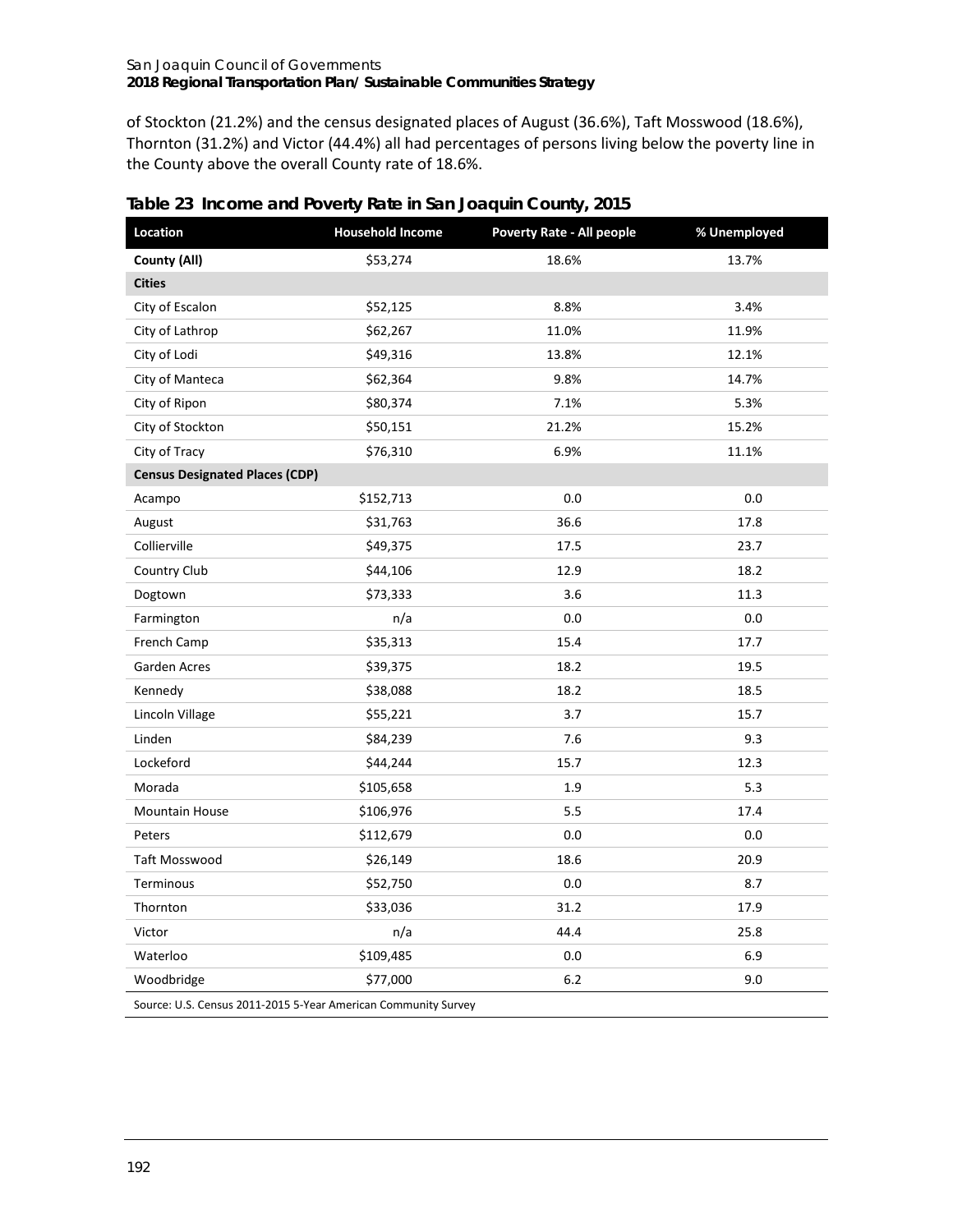of Stockton (21.2%) and the census designated places of August (36.6%), Taft Mosswood (18.6%), Thornton (31.2%) and Victor (44.4%) all had percentages of persons living below the poverty line in the County above the overall County rate of 18.6%.

**Table 23 Income and Poverty Rate in San Joaquin County, 2015**

| Location | Household Income | Poverty Rate - All people | % Unemployed |
|---|---|---|---|
| **County (All)** | $53,274 | 18.6% | 13.7% |
| **Cities** | | | |
| City of Escalon | $52,125 | 8.8% | 3.4% |
| City of Lathrop | $62,267 | 11.0% | 11.9% |
| City of Lodi | $49,316 | 13.8% | 12.1% |
| City of Manteca | $62,364 | 9.8% | 14.7% |
| City of Ripon | $80,374 | 7.1% | 5.3% |
| City of Stockton | $50,151 | 21.2% | 15.2% |
| City of Tracy | $76,310 | 6.9% | 11.1% |
| **Census Designated Places (CDP)** | | | |
| Acampo | $152,713 | 0.0 | 0.0 |
| August | $31,763 | 36.6 | 17.8 |
| Collierville | $49,375 | 17.5 | 23.7 |
| Country Club | $44,106 | 12.9 | 18.2 |
| Dogtown | $73,333 | 3.6 | 11.3 |
| Farmington | n/a | 0.0 | 0.0 |
| French Camp | $35,313 | 15.4 | 17.7 |
| Garden Acres | $39,375 | 18.2 | 19.5 |
| Kennedy | $38,088 | 18.2 | 18.5 |
| Lincoln Village | $55,221 | 3.7 | 15.7 |
| Linden | $84,239 | 7.6 | 9.3 |
| Lockeford | $44,244 | 15.7 | 12.3 |
| Morada | $105,658 | 1.9 | 5.3 |
| Mountain House | $106,976 | 5.5 | 17.4 |
| Peters | $112,679 | 0.0 | 0.0 |
| Taft Mosswood | $26,149 | 18.6 | 20.9 |
| Terminous | $52,750 | 0.0 | 8.7 |
| Thornton | $33,036 | 31.2 | 17.9 |
| Victor | n/a | 44.4 | 25.8 |
| Waterloo | $109,485 | 0.0 | 6.9 |
| Woodbridge | $77,000 | 6.2 | 9.0 |

Source: U.S. Census 2011-2015 5-Year American Community Survey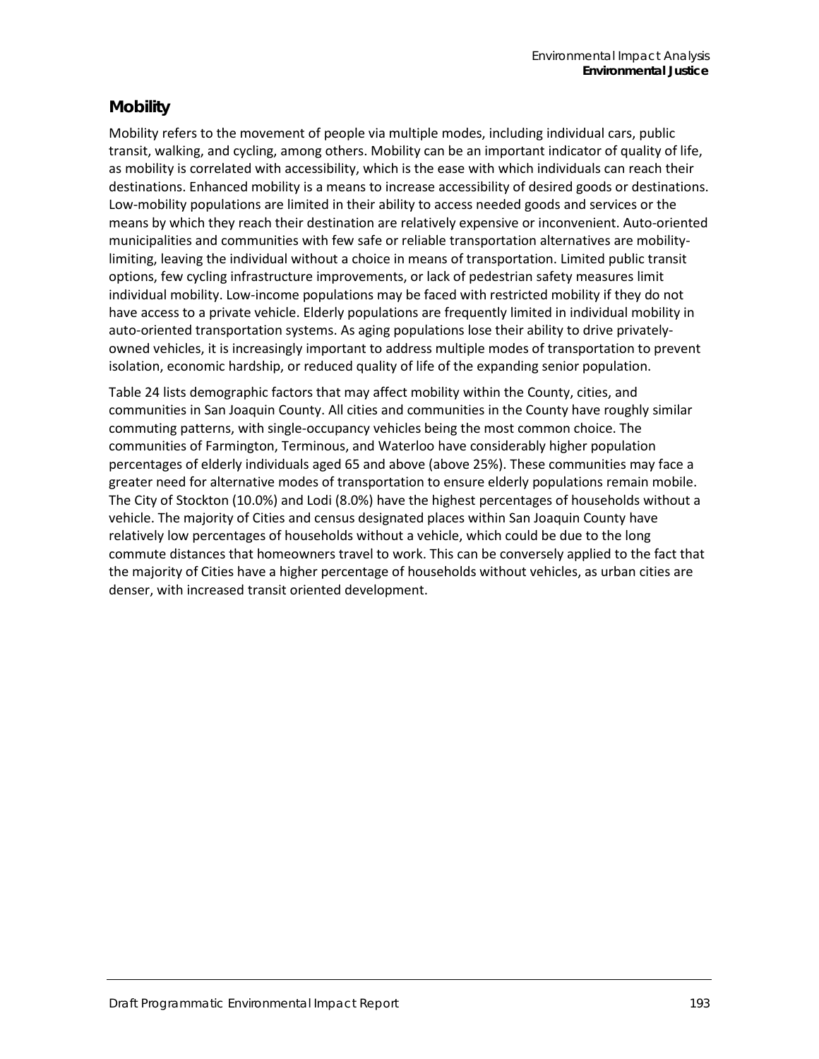## Mobility

Mobility refers to the movement of people via multiple modes, including individual cars, public transit, walking, and cycling, among others. Mobility can be an important indicator of quality of life, as mobility is correlated with accessibility, which is the ease with which individuals can reach their destinations. Enhanced mobility is a means to increase accessibility of desired goods or destinations. Low-mobility populations are limited in their ability to access needed goods and services or the means by which they reach their destination are relatively expensive or inconvenient. Auto-oriented municipalities and communities with few safe or reliable transportation alternatives are mobility-limiting, leaving the individual without a choice in means of transportation. Limited public transit options, few cycling infrastructure improvements, or lack of pedestrian safety measures limit individual mobility. Low-income populations may be faced with restricted mobility if they do not have access to a private vehicle. Elderly populations are frequently limited in individual mobility in auto-oriented transportation systems. As aging populations lose their ability to drive privately-owned vehicles, it is increasingly important to address multiple modes of transportation to prevent isolation, economic hardship, or reduced quality of life of the expanding senior population.

Table 24 lists demographic factors that may affect mobility within the County, cities, and communities in San Joaquin County. All cities and communities in the County have roughly similar commuting patterns, with single-occupancy vehicles being the most common choice. The communities of Farmington, Terminous, and Waterloo have considerably higher population percentages of elderly individuals aged 65 and above (above 25%). These communities may face a greater need for alternative modes of transportation to ensure elderly populations remain mobile. The City of Stockton (10.0%) and Lodi (8.0%) have the highest percentages of households without a vehicle. The majority of Cities and census designated places within San Joaquin County have relatively low percentages of households without a vehicle, which could be due to the long commute distances that homeowners travel to work. This can be conversely applied to the fact that the majority of Cities have a higher percentage of households without vehicles, as urban cities are denser, with increased transit oriented development.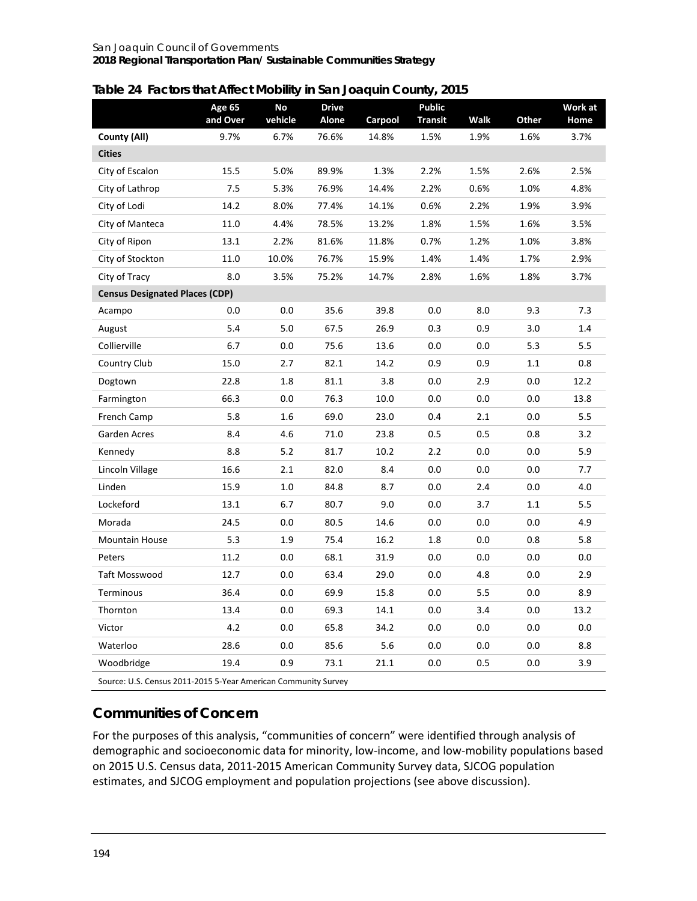**Table 24 Factors that Affect Mobility in San Joaquin County, 2015**

| | Age 65 and Over | No vehicle | Drive Alone | Carpool | Public Transit | Walk | Other | Work at Home |
|---|---|---|---|---|---|---|---|---|
| **County (All)** | 9.7% | 6.7% | 76.6% | 14.8% | 1.5% | 1.9% | 1.6% | 3.7% |
| **Cities** | | | | | | | | |
| City of Escalon | 15.5 | 5.0% | 89.9% | 1.3% | 2.2% | 1.5% | 2.6% | 2.5% |
| City of Lathrop | 7.5 | 5.3% | 76.9% | 14.4% | 2.2% | 0.6% | 1.0% | 4.8% |
| City of Lodi | 14.2 | 8.0% | 77.4% | 14.1% | 0.6% | 2.2% | 1.9% | 3.9% |
| City of Manteca | 11.0 | 4.4% | 78.5% | 13.2% | 1.8% | 1.5% | 1.6% | 3.5% |
| City of Ripon | 13.1 | 2.2% | 81.6% | 11.8% | 0.7% | 1.2% | 1.0% | 3.8% |
| City of Stockton | 11.0 | 10.0% | 76.7% | 15.9% | 1.4% | 1.4% | 1.7% | 2.9% |
| City of Tracy | 8.0 | 3.5% | 75.2% | 14.7% | 2.8% | 1.6% | 1.8% | 3.7% |
| **Census Designated Places (CDP)** | | | | | | | | |
| Acampo | 0.0 | 0.0 | 35.6 | 39.8 | 0.0 | 8.0 | 9.3 | 7.3 |
| August | 5.4 | 5.0 | 67.5 | 26.9 | 0.3 | 0.9 | 3.0 | 1.4 |
| Collierville | 6.7 | 0.0 | 75.6 | 13.6 | 0.0 | 0.0 | 5.3 | 5.5 |
| Country Club | 15.0 | 2.7 | 82.1 | 14.2 | 0.9 | 0.9 | 1.1 | 0.8 |
| Dogtown | 22.8 | 1.8 | 81.1 | 3.8 | 0.0 | 2.9 | 0.0 | 12.2 |
| Farmington | 66.3 | 0.0 | 76.3 | 10.0 | 0.0 | 0.0 | 0.0 | 13.8 |
| French Camp | 5.8 | 1.6 | 69.0 | 23.0 | 0.4 | 2.1 | 0.0 | 5.5 |
| Garden Acres | 8.4 | 4.6 | 71.0 | 23.8 | 0.5 | 0.5 | 0.8 | 3.2 |
| Kennedy | 8.8 | 5.2 | 81.7 | 10.2 | 2.2 | 0.0 | 0.0 | 5.9 |
| Lincoln Village | 16.6 | 2.1 | 82.0 | 8.4 | 0.0 | 0.0 | 0.0 | 7.7 |
| Linden | 15.9 | 1.0 | 84.8 | 8.7 | 0.0 | 2.4 | 0.0 | 4.0 |
| Lockeford | 13.1 | 6.7 | 80.7 | 9.0 | 0.0 | 3.7 | 1.1 | 5.5 |
| Morada | 24.5 | 0.0 | 80.5 | 14.6 | 0.0 | 0.0 | 0.0 | 4.9 |
| Mountain House | 5.3 | 1.9 | 75.4 | 16.2 | 1.8 | 0.0 | 0.8 | 5.8 |
| Peters | 11.2 | 0.0 | 68.1 | 31.9 | 0.0 | 0.0 | 0.0 | 0.0 |
| Taft Mosswood | 12.7 | 0.0 | 63.4 | 29.0 | 0.0 | 4.8 | 0.0 | 2.9 |
| Terminous | 36.4 | 0.0 | 69.9 | 15.8 | 0.0 | 5.5 | 0.0 | 8.9 |
| Thornton | 13.4 | 0.0 | 69.3 | 14.1 | 0.0 | 3.4 | 0.0 | 13.2 |
| Victor | 4.2 | 0.0 | 65.8 | 34.2 | 0.0 | 0.0 | 0.0 | 0.0 |
| Waterloo | 28.6 | 0.0 | 85.6 | 5.6 | 0.0 | 0.0 | 0.0 | 8.8 |
| Woodbridge | 19.4 | 0.9 | 73.1 | 21.1 | 0.0 | 0.5 | 0.0 | 3.9 |

Source: U.S. Census 2011-2015 5-Year American Community Survey

## Communities of Concern

For the purposes of this analysis, "communities of concern" were identified through analysis of demographic and socioeconomic data for minority, low-income, and low-mobility populations based on 2015 U.S. Census data, 2011-2015 American Community Survey data, SJCOG population estimates, and SJCOG employment and population projections (see above discussion).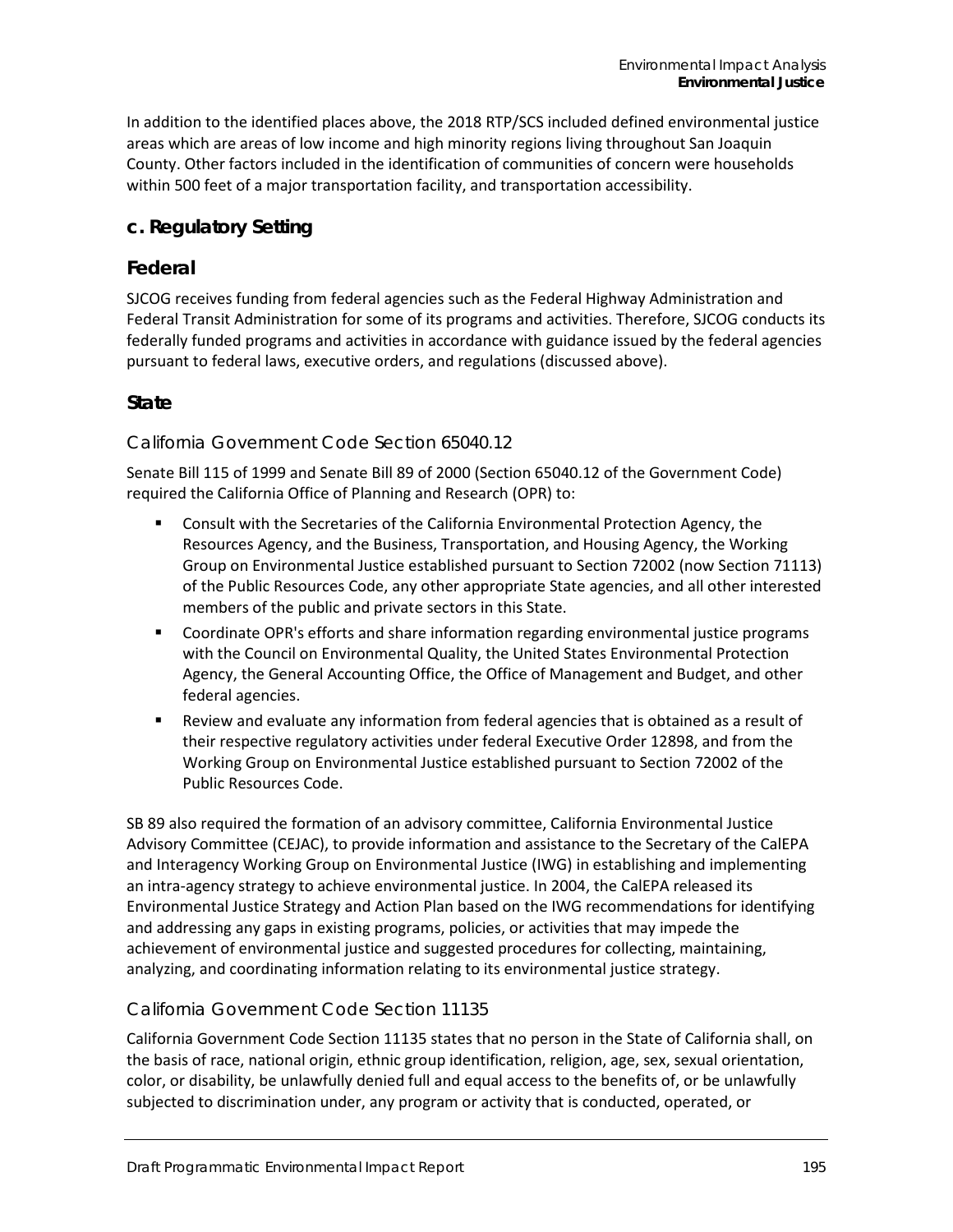In addition to the identified places above, the 2018 RTP/SCS included defined environmental justice areas which are areas of low income and high minority regions living throughout San Joaquin County. Other factors included in the identification of communities of concern were households within 500 feet of a major transportation facility, and transportation accessibility.

## c. Regulatory Setting

## Federal

SJCOG receives funding from federal agencies such as the Federal Highway Administration and Federal Transit Administration for some of its programs and activities. Therefore, SJCOG conducts its federally funded programs and activities in accordance with guidance issued by the federal agencies pursuant to federal laws, executive orders, and regulations (discussed above).

### State

#### California Government Code Section 65040.12

Senate Bill 115 of 1999 and Senate Bill 89 of 2000 (Section 65040.12 of the Government Code) required the California Office of Planning and Research (OPR) to:

- Consult with the Secretaries of the California Environmental Protection Agency, the Resources Agency, and the Business, Transportation, and Housing Agency, the Working Group on Environmental Justice established pursuant to Section 72002 (now Section 71113) of the Public Resources Code, any other appropriate State agencies, and all other interested members of the public and private sectors in this State.
- Coordinate OPR's efforts and share information regarding environmental justice programs with the Council on Environmental Quality, the United States Environmental Protection Agency, the General Accounting Office, the Office of Management and Budget, and other federal agencies.
- Review and evaluate any information from federal agencies that is obtained as a result of their respective regulatory activities under federal Executive Order 12898, and from the Working Group on Environmental Justice established pursuant to Section 72002 of the Public Resources Code.

SB 89 also required the formation of an advisory committee, California Environmental Justice Advisory Committee (CEJAC), to provide information and assistance to the Secretary of the CalEPA and Interagency Working Group on Environmental Justice (IWG) in establishing and implementing an intra-agency strategy to achieve environmental justice. In 2004, the CalEPA released its Environmental Justice Strategy and Action Plan based on the IWG recommendations for identifying and addressing any gaps in existing programs, policies, or activities that may impede the achievement of environmental justice and suggested procedures for collecting, maintaining, analyzing, and coordinating information relating to its environmental justice strategy.

#### California Government Code Section 11135

California Government Code Section 11135 states that no person in the State of California shall, on the basis of race, national origin, ethnic group identification, religion, age, sex, sexual orientation, color, or disability, be unlawfully denied full and equal access to the benefits of, or be unlawfully subjected to discrimination under, any program or activity that is conducted, operated, or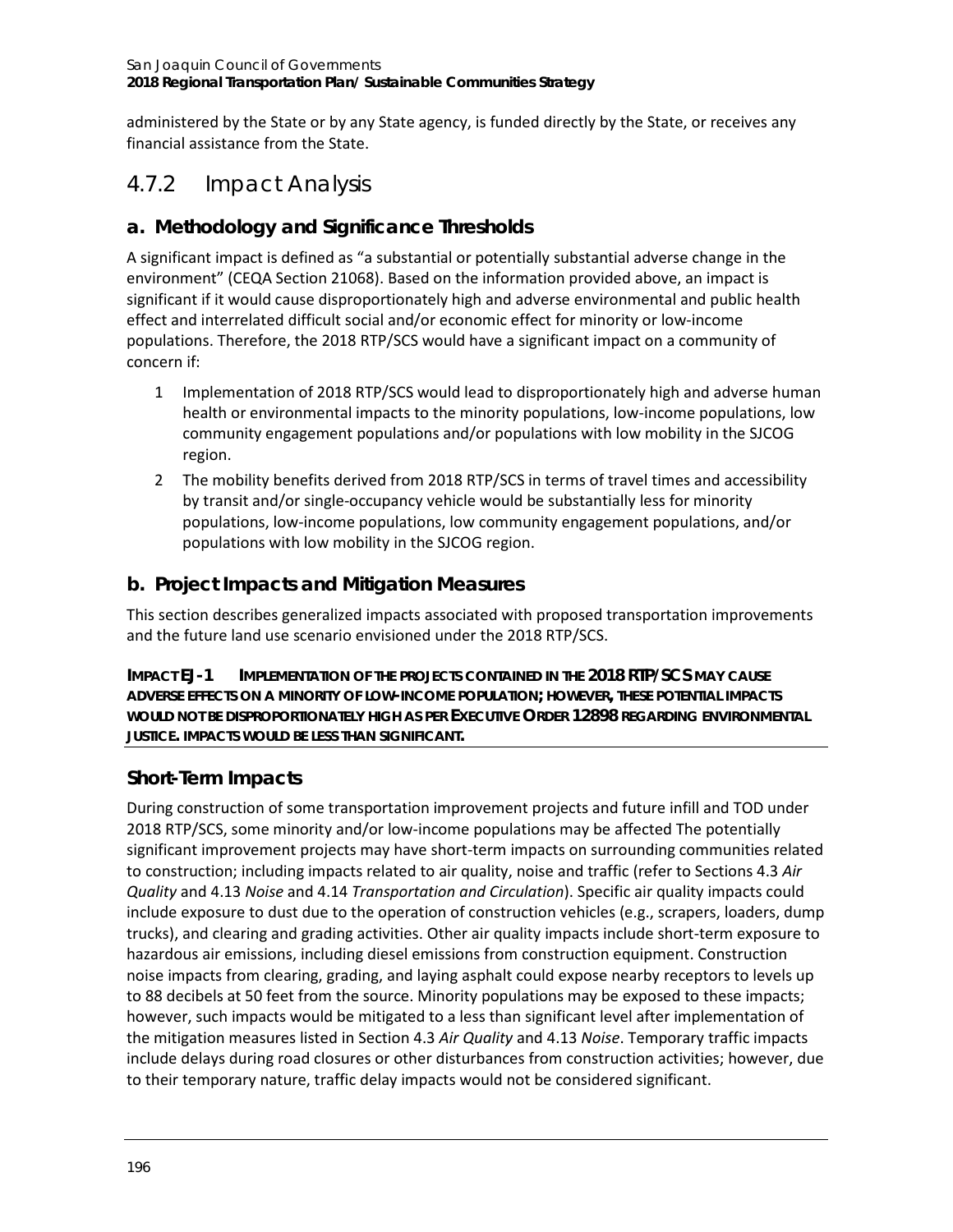administered by the State or by any State agency, is funded directly by the State, or receives any financial assistance from the State.

## 4.7.2 Impact Analysis

### a. Methodology and Significance Thresholds

A significant impact is defined as "a substantial or potentially substantial adverse change in the environment" (CEQA Section 21068). Based on the information provided above, an impact is significant if it would cause disproportionately high and adverse environmental and public health effect and interrelated difficult social and/or economic effect for minority or low-income populations. Therefore, the 2018 RTP/SCS would have a significant impact on a community of concern if:

1 Implementation of 2018 RTP/SCS would lead to disproportionately high and adverse human health or environmental impacts to the minority populations, low-income populations, low community engagement populations and/or populations with low mobility in the SJCOG region.

2 The mobility benefits derived from 2018 RTP/SCS in terms of travel times and accessibility by transit and/or single-occupancy vehicle would be substantially less for minority populations, low-income populations, low community engagement populations, and/or populations with low mobility in the SJCOG region.

### b. Project Impacts and Mitigation Measures

This section describes generalized impacts associated with proposed transportation improvements and the future land use scenario envisioned under the 2018 RTP/SCS.

**IMPACT EJ-1 IMPLEMENTATION OF THE PROJECTS CONTAINED IN THE 2018 RTP/SCS MAY CAUSE ADVERSE EFFECTS ON A MINORITY OF LOW-INCOME POPULATION; HOWEVER, THESE POTENTIAL IMPACTS WOULD NOT BE DISPROPORTIONATELY HIGH AS PER EXECUTIVE ORDER 12898 REGARDING ENVIRONMENTAL JUSTICE. IMPACTS WOULD BE LESS THAN SIGNIFICANT.**

### Short-Term Impacts

During construction of some transportation improvement projects and future infill and TOD under 2018 RTP/SCS, some minority and/or low-income populations may be affected The potentially significant improvement projects may have short-term impacts on surrounding communities related to construction; including impacts related to air quality, noise and traffic (refer to Sections 4.3 *Air Quality* and 4.13 *Noise* and 4.14 *Transportation and Circulation*). Specific air quality impacts could include exposure to dust due to the operation of construction vehicles (e.g., scrapers, loaders, dump trucks), and clearing and grading activities. Other air quality impacts include short-term exposure to hazardous air emissions, including diesel emissions from construction equipment. Construction noise impacts from clearing, grading, and laying asphalt could expose nearby receptors to levels up to 88 decibels at 50 feet from the source. Minority populations may be exposed to these impacts; however, such impacts would be mitigated to a less than significant level after implementation of the mitigation measures listed in Section 4.3 *Air Quality* and 4.13 *Noise*. Temporary traffic impacts include delays during road closures or other disturbances from construction activities; however, due to their temporary nature, traffic delay impacts would not be considered significant.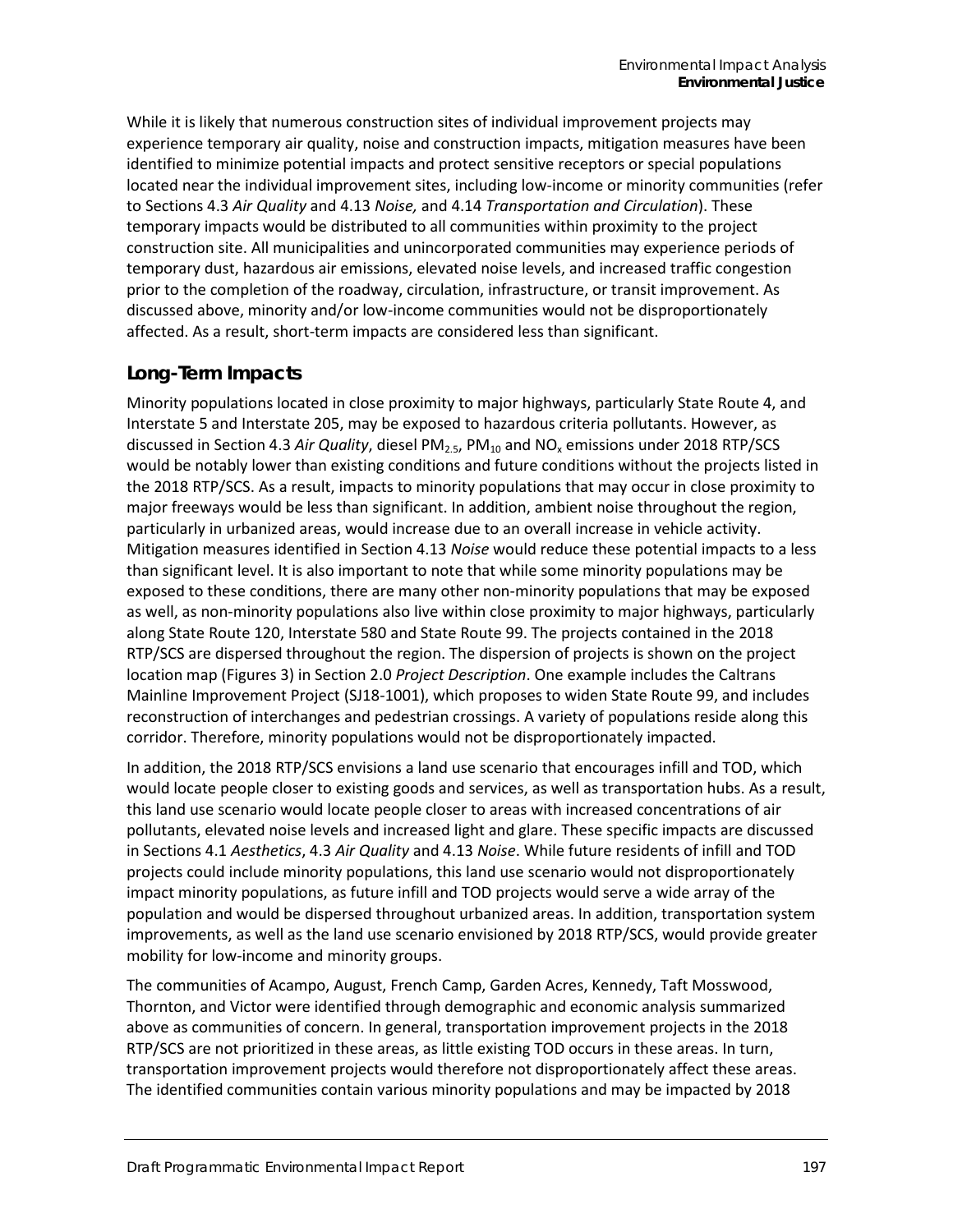While it is likely that numerous construction sites of individual improvement projects may experience temporary air quality, noise and construction impacts, mitigation measures have been identified to minimize potential impacts and protect sensitive receptors or special populations located near the individual improvement sites, including low-income or minority communities (refer to Sections 4.3 *Air Quality* and 4.13 *Noise,* and 4.14 *Transportation and Circulation*). These temporary impacts would be distributed to all communities within proximity to the project construction site. All municipalities and unincorporated communities may experience periods of temporary dust, hazardous air emissions, elevated noise levels, and increased traffic congestion prior to the completion of the roadway, circulation, infrastructure, or transit improvement. As discussed above, minority and/or low-income communities would not be disproportionately affected. As a result, short-term impacts are considered less than significant.

## Long-Term Impacts

Minority populations located in close proximity to major highways, particularly State Route 4, and Interstate 5 and Interstate 205, may be exposed to hazardous criteria pollutants. However, as discussed in Section 4.3 *Air Quality*, diesel $PM_{2.5}$, $PM_{10}$ and $NO_x$ emissions under 2018 RTP/SCS would be notably lower than existing conditions and future conditions without the projects listed in the 2018 RTP/SCS. As a result, impacts to minority populations that may occur in close proximity to major freeways would be less than significant. In addition, ambient noise throughout the region, particularly in urbanized areas, would increase due to an overall increase in vehicle activity. Mitigation measures identified in Section 4.13 *Noise* would reduce these potential impacts to a less than significant level. It is also important to note that while some minority populations may be exposed to these conditions, there are many other non-minority populations that may be exposed as well, as non-minority populations also live within close proximity to major highways, particularly along State Route 120, Interstate 580 and State Route 99. The projects contained in the 2018 RTP/SCS are dispersed throughout the region. The dispersion of projects is shown on the project location map (Figures 3) in Section 2.0 *Project Description*. One example includes the Caltrans Mainline Improvement Project (SJ18-1001), which proposes to widen State Route 99, and includes reconstruction of interchanges and pedestrian crossings. A variety of populations reside along this corridor. Therefore, minority populations would not be disproportionately impacted.

In addition, the 2018 RTP/SCS envisions a land use scenario that encourages infill and TOD, which would locate people closer to existing goods and services, as well as transportation hubs. As a result, this land use scenario would locate people closer to areas with increased concentrations of air pollutants, elevated noise levels and increased light and glare. These specific impacts are discussed in Sections 4.1 *Aesthetics*, 4.3 *Air Quality* and 4.13 *Noise*. While future residents of infill and TOD projects could include minority populations, this land use scenario would not disproportionately impact minority populations, as future infill and TOD projects would serve a wide array of the population and would be dispersed throughout urbanized areas. In addition, transportation system improvements, as well as the land use scenario envisioned by 2018 RTP/SCS, would provide greater mobility for low-income and minority groups.

The communities of Acampo, August, French Camp, Garden Acres, Kennedy, Taft Mosswood, Thornton, and Victor were identified through demographic and economic analysis summarized above as communities of concern. In general, transportation improvement projects in the 2018 RTP/SCS are not prioritized in these areas, as little existing TOD occurs in these areas. In turn, transportation improvement projects would therefore not disproportionately affect these areas. The identified communities contain various minority populations and may be impacted by 2018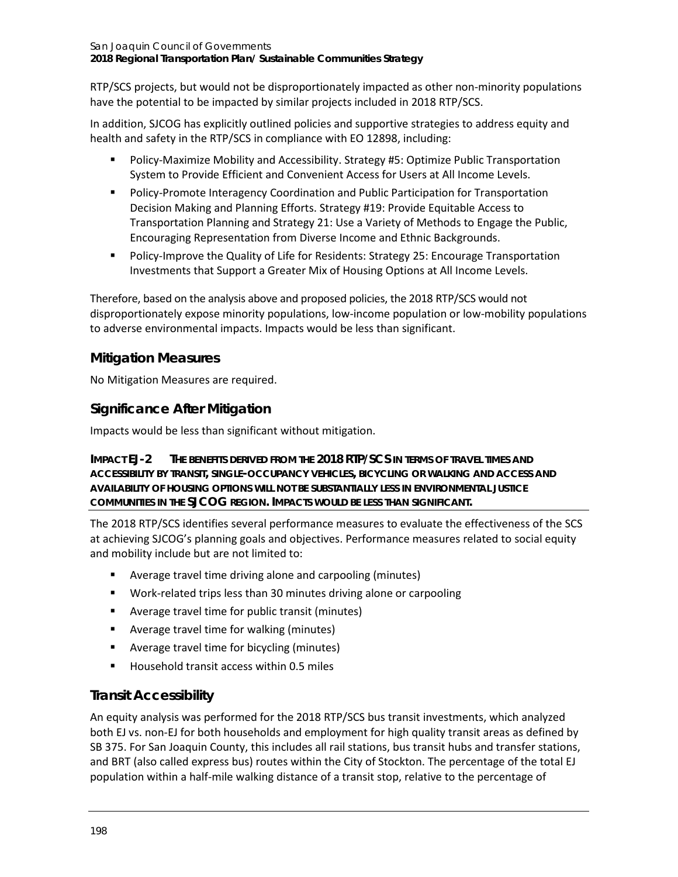RTP/SCS projects, but would not be disproportionately impacted as other non-minority populations have the potential to be impacted by similar projects included in 2018 RTP/SCS.

In addition, SJCOG has explicitly outlined policies and supportive strategies to address equity and health and safety in the RTP/SCS in compliance with EO 12898, including:

- Policy-Maximize Mobility and Accessibility. Strategy #5: Optimize Public Transportation System to Provide Efficient and Convenient Access for Users at All Income Levels.
- Policy-Promote Interagency Coordination and Public Participation for Transportation Decision Making and Planning Efforts. Strategy #19: Provide Equitable Access to Transportation Planning and Strategy 21: Use a Variety of Methods to Engage the Public, Encouraging Representation from Diverse Income and Ethnic Backgrounds.
- Policy-Improve the Quality of Life for Residents: Strategy 25: Encourage Transportation Investments that Support a Greater Mix of Housing Options at All Income Levels.

Therefore, based on the analysis above and proposed policies, the 2018 RTP/SCS would not disproportionately expose minority populations, low-income population or low-mobility populations to adverse environmental impacts. Impacts would be less than significant.

## Mitigation Measures

No Mitigation Measures are required.

## Significance After Mitigation

Impacts would be less than significant without mitigation.

**IMPACT EJ-2 THE BENEFITS DERIVED FROM THE 2018 RTP/SCS IN TERMS OF TRAVEL TIMES AND ACCESSIBILITY BY TRANSIT, SINGLE-OCCUPANCY VEHICLES, BICYCLING OR WALKING AND ACCESS AND AVAILABILITY OF HOUSING OPTIONS WILL NOT BE SUBSTANTIALLY LESS IN ENVIRONMENTAL JUSTICE COMMUNITIES IN THE SJCOG REGION. IMPACTS WOULD BE LESS THAN SIGNIFICANT.**

The 2018 RTP/SCS identifies several performance measures to evaluate the effectiveness of the SCS at achieving SJCOG's planning goals and objectives. Performance measures related to social equity and mobility include but are not limited to:

- Average travel time driving alone and carpooling (minutes)
- Work-related trips less than 30 minutes driving alone or carpooling
- Average travel time for public transit (minutes)
- Average travel time for walking (minutes)
- Average travel time for bicycling (minutes)
- Household transit access within 0.5 miles

## Transit Accessibility

An equity analysis was performed for the 2018 RTP/SCS bus transit investments, which analyzed both EJ vs. non-EJ for both households and employment for high quality transit areas as defined by SB 375. For San Joaquin County, this includes all rail stations, bus transit hubs and transfer stations, and BRT (also called express bus) routes within the City of Stockton. The percentage of the total EJ population within a half-mile walking distance of a transit stop, relative to the percentage of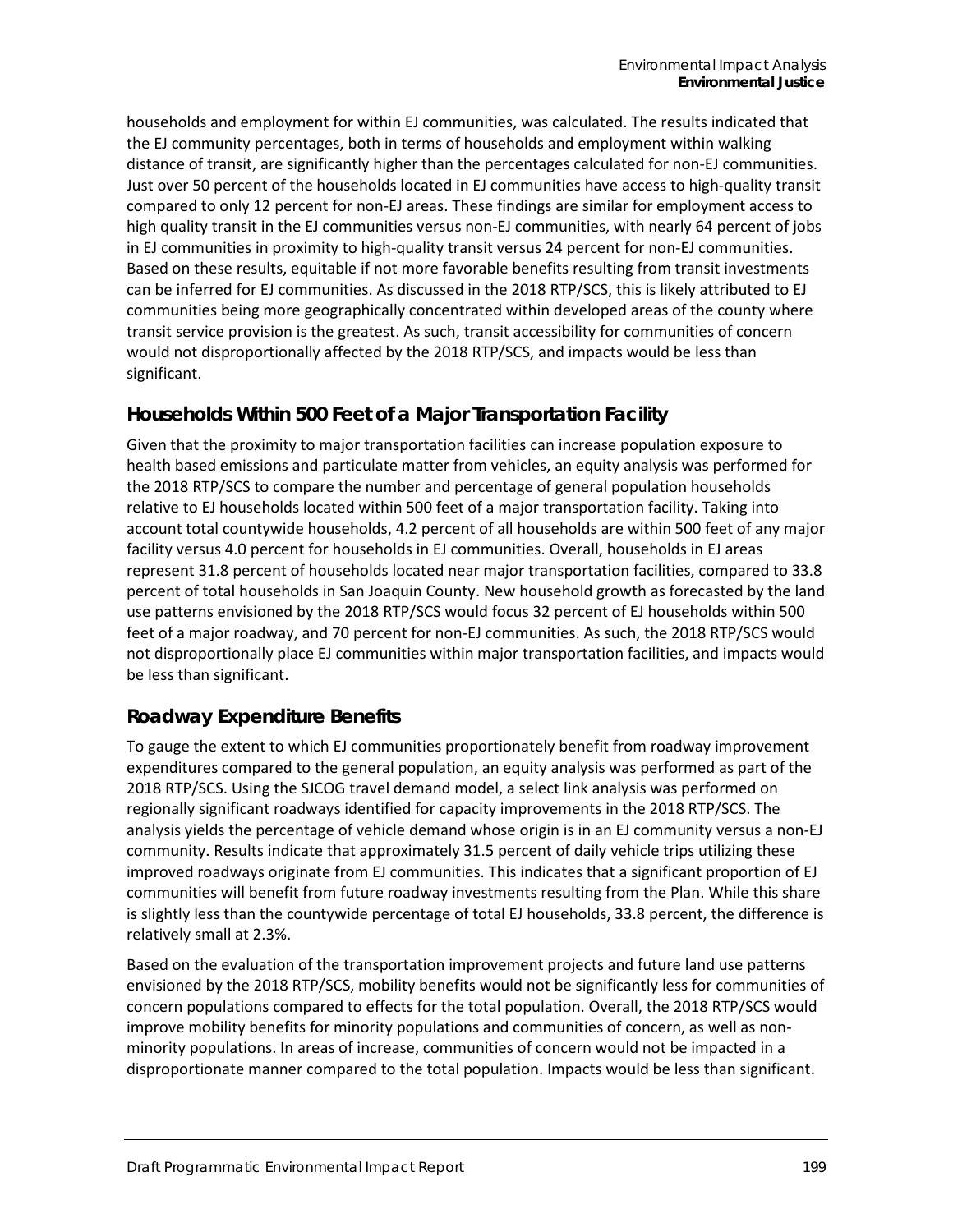households and employment for within EJ communities, was calculated. The results indicated that the EJ community percentages, both in terms of households and employment within walking distance of transit, are significantly higher than the percentages calculated for non-EJ communities. Just over 50 percent of the households located in EJ communities have access to high-quality transit compared to only 12 percent for non-EJ areas. These findings are similar for employment access to high quality transit in the EJ communities versus non-EJ communities, with nearly 64 percent of jobs in EJ communities in proximity to high-quality transit versus 24 percent for non-EJ communities. Based on these results, equitable if not more favorable benefits resulting from transit investments can be inferred for EJ communities. As discussed in the 2018 RTP/SCS, this is likely attributed to EJ communities being more geographically concentrated within developed areas of the county where transit service provision is the greatest. As such, transit accessibility for communities of concern would not disproportionally affected by the 2018 RTP/SCS, and impacts would be less than significant.

### Households Within 500 Feet of a Major Transportation Facility

Given that the proximity to major transportation facilities can increase population exposure to health based emissions and particulate matter from vehicles, an equity analysis was performed for the 2018 RTP/SCS to compare the number and percentage of general population households relative to EJ households located within 500 feet of a major transportation facility. Taking into account total countywide households, 4.2 percent of all households are within 500 feet of any major facility versus 4.0 percent for households in EJ communities. Overall, households in EJ areas represent 31.8 percent of households located near major transportation facilities, compared to 33.8 percent of total households in San Joaquin County. New household growth as forecasted by the land use patterns envisioned by the 2018 RTP/SCS would focus 32 percent of EJ households within 500 feet of a major roadway, and 70 percent for non-EJ communities. As such, the 2018 RTP/SCS would not disproportionally place EJ communities within major transportation facilities, and impacts would be less than significant.

### Roadway Expenditure Benefits

To gauge the extent to which EJ communities proportionately benefit from roadway improvement expenditures compared to the general population, an equity analysis was performed as part of the 2018 RTP/SCS. Using the SJCOG travel demand model, a select link analysis was performed on regionally significant roadways identified for capacity improvements in the 2018 RTP/SCS. The analysis yields the percentage of vehicle demand whose origin is in an EJ community versus a non-EJ community. Results indicate that approximately 31.5 percent of daily vehicle trips utilizing these improved roadways originate from EJ communities. This indicates that a significant proportion of EJ communities will benefit from future roadway investments resulting from the Plan. While this share is slightly less than the countywide percentage of total EJ households, 33.8 percent, the difference is relatively small at 2.3%.

Based on the evaluation of the transportation improvement projects and future land use patterns envisioned by the 2018 RTP/SCS, mobility benefits would not be significantly less for communities of concern populations compared to effects for the total population. Overall, the 2018 RTP/SCS would improve mobility benefits for minority populations and communities of concern, as well as non-minority populations. In areas of increase, communities of concern would not be impacted in a disproportionate manner compared to the total population. Impacts would be less than significant.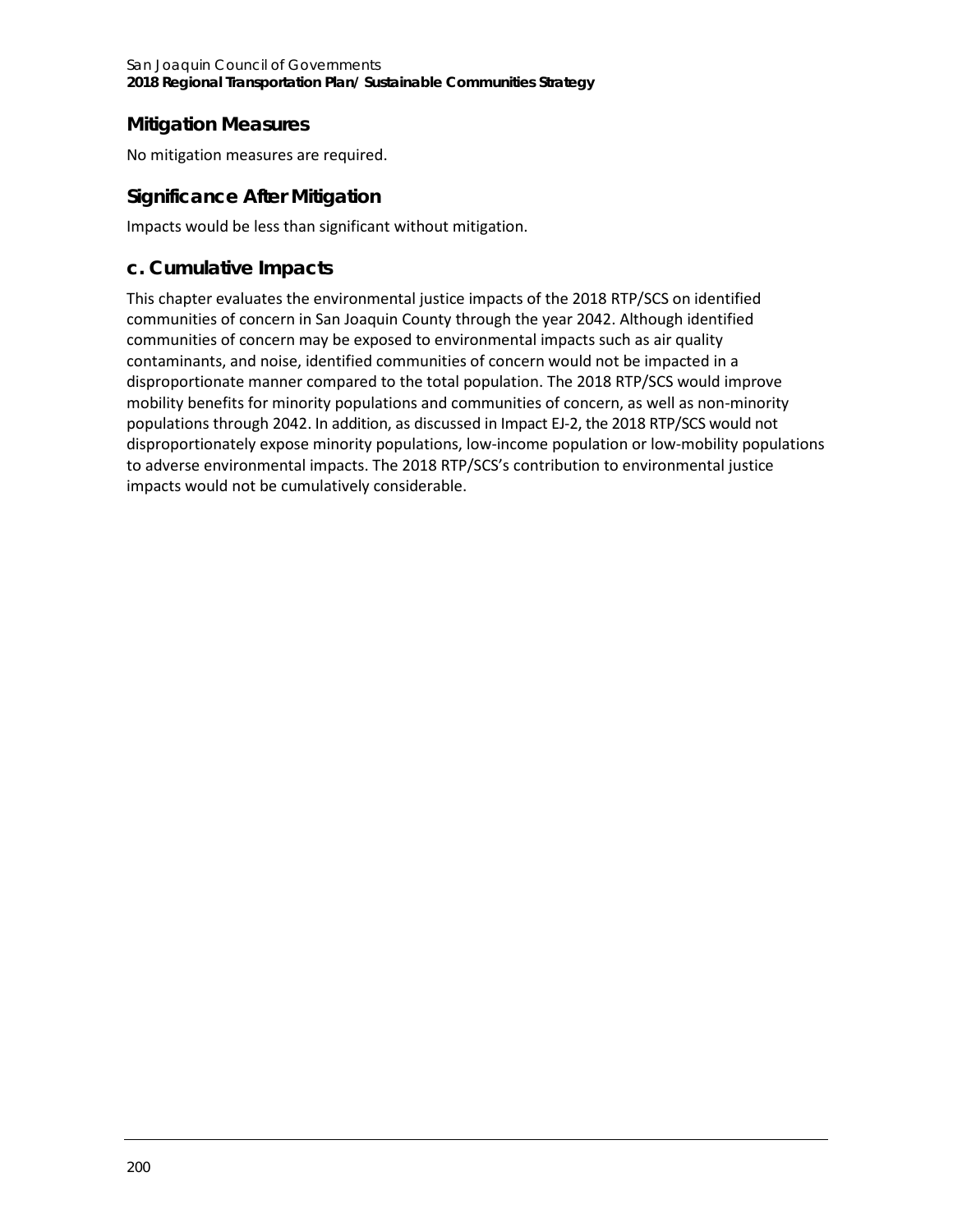### Mitigation Measures

No mitigation measures are required.

### Significance After Mitigation

Impacts would be less than significant without mitigation.

## c. Cumulative Impacts

This chapter evaluates the environmental justice impacts of the 2018 RTP/SCS on identified communities of concern in San Joaquin County through the year 2042. Although identified communities of concern may be exposed to environmental impacts such as air quality contaminants, and noise, identified communities of concern would not be impacted in a disproportionate manner compared to the total population. The 2018 RTP/SCS would improve mobility benefits for minority populations and communities of concern, as well as non-minority populations through 2042. In addition, as discussed in Impact EJ-2, the 2018 RTP/SCS would not disproportionately expose minority populations, low-income population or low-mobility populations to adverse environmental impacts. The 2018 RTP/SCS's contribution to environmental justice impacts would not be cumulatively considerable.